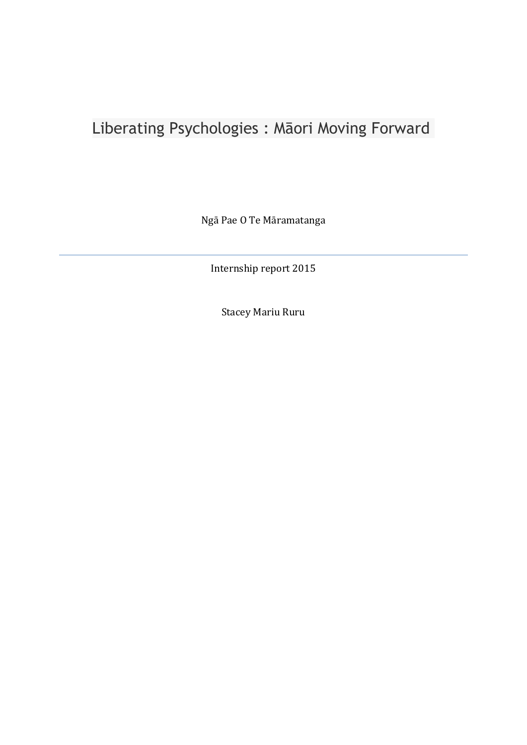# Liberating Psychologies : Māori Moving Forward

Ngā Pae O Te Māramatanga

---

Internship report 2015

Stacey Mariu Ruru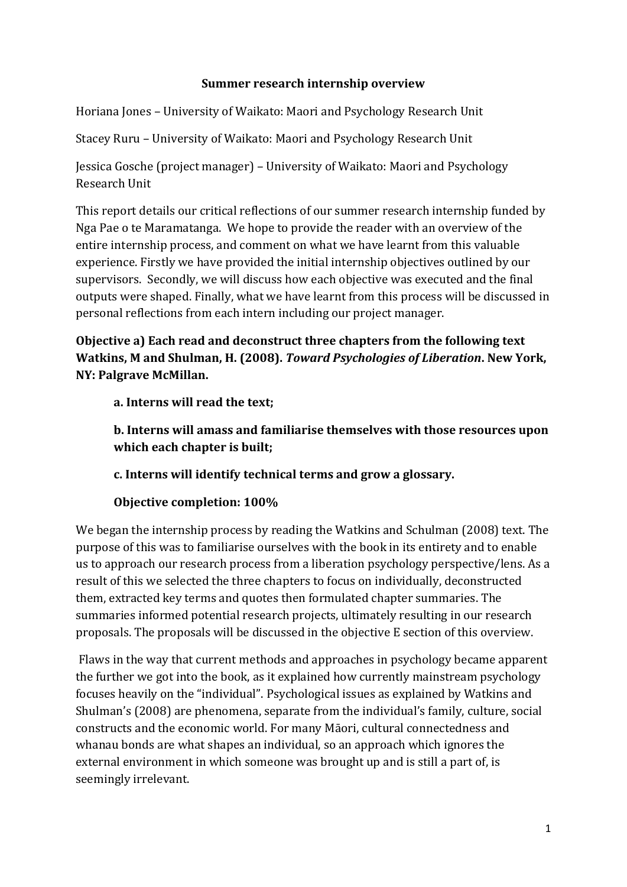**Summer research internship overview**

Horiana Jones – University of Waikato: Maori and Psychology Research Unit

Stacey Ruru – University of Waikato: Maori and Psychology Research Unit

Jessica Gosche (project manager) – University of Waikato: Maori and Psychology Research Unit

This report details our critical reflections of our summer research internship funded by Nga Pae o te Maramatanga. We hope to provide the reader with an overview of the entire internship process, and comment on what we have learnt from this valuable experience. Firstly we have provided the initial internship objectives outlined by our supervisors. Secondly, we will discuss how each objective was executed and the final outputs were shaped. Finally, what we have learnt from this process will be discussed in personal reflections from each intern including our project manager.

**Objective a) Each read and deconstruct three chapters from the following text Watkins, M and Shulman, H. (2008). *Toward Psychologies of Liberation*. New York, NY: Palgrave McMillan.**

> **a. Interns will read the text;**
>
> **b. Interns will amass and familiarise themselves with those resources upon which each chapter is built;**
>
> **c. Interns will identify technical terms and grow a glossary.**
>
> **Objective completion: 100%**

We began the internship process by reading the Watkins and Schulman (2008) text. The purpose of this was to familiarise ourselves with the book in its entirety and to enable us to approach our research process from a liberation psychology perspective/lens. As a result of this we selected the three chapters to focus on individually, deconstructed them, extracted key terms and quotes then formulated chapter summaries. The summaries informed potential research projects, ultimately resulting in our research proposals. The proposals will be discussed in the objective E section of this overview.

Flaws in the way that current methods and approaches in psychology became apparent the further we got into the book, as it explained how currently mainstream psychology focuses heavily on the "individual". Psychological issues as explained by Watkins and Shulman's (2008) are phenomena, separate from the individual's family, culture, social constructs and the economic world. For many Māori, cultural connectedness and whanau bonds are what shapes an individual, so an approach which ignores the external environment in which someone was brought up and is still a part of, is seemingly irrelevant.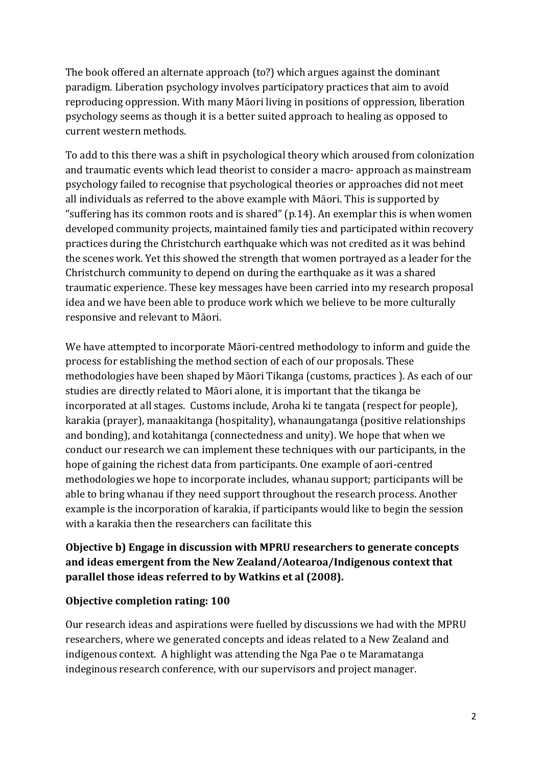The book offered an alternate approach (to?) which argues against the dominant paradigm. Liberation psychology involves participatory practices that aim to avoid reproducing oppression. With many Māori living in positions of oppression, liberation psychology seems as though it is a better suited approach to healing as opposed to current western methods.

To add to this there was a shift in psychological theory which aroused from colonization and traumatic events which lead theorist to consider a macro- approach as mainstream psychology failed to recognise that psychological theories or approaches did not meet all individuals as referred to the above example with Māori. This is supported by "suffering has its common roots and is shared" (p.14). An exemplar this is when women developed community projects, maintained family ties and participated within recovery practices during the Christchurch earthquake which was not credited as it was behind the scenes work. Yet this showed the strength that women portrayed as a leader for the Christchurch community to depend on during the earthquake as it was a shared traumatic experience. These key messages have been carried into my research proposal idea and we have been able to produce work which we believe to be more culturally responsive and relevant to Māori.

We have attempted to incorporate Māori-centred methodology to inform and guide the process for establishing the method section of each of our proposals. These methodologies have been shaped by Māori Tikanga (customs, practices ). As each of our studies are directly related to Māori alone, it is important that the tikanga be incorporated at all stages. Customs include, Aroha ki te tangata (respect for people), karakia (prayer), manaakitanga (hospitality), whanaungatanga (positive relationships and bonding), and kotahitanga (connectedness and unity). We hope that when we conduct our research we can implement these techniques with our participants, in the hope of gaining the richest data from participants. One example of aori-centred methodologies we hope to incorporate includes, whanau support; participants will be able to bring whanau if they need support throughout the research process. Another example is the incorporation of karakia, if participants would like to begin the session with a karakia then the researchers can facilitate this

**Objective b) Engage in discussion with MPRU researchers to generate concepts and ideas emergent from the New Zealand/Aotearoa/Indigenous context that parallel those ideas referred to by Watkins et al (2008).**

**Objective completion rating: 100**

Our research ideas and aspirations were fuelled by discussions we had with the MPRU researchers, where we generated concepts and ideas related to a New Zealand and indigenous context. A highlight was attending the Nga Pae o te Maramatanga indeginous research conference, with our supervisors and project manager.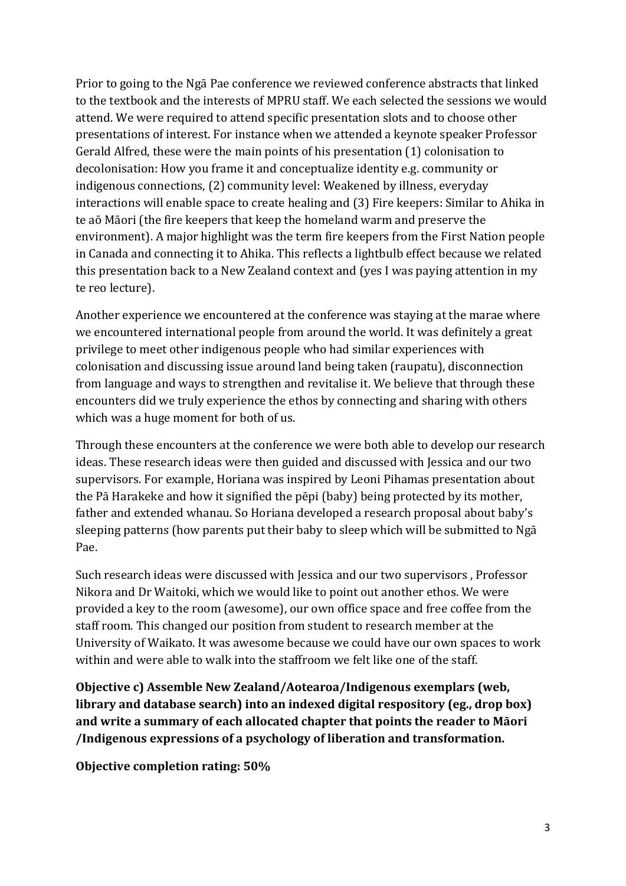Prior to going to the Ngā Pae conference we reviewed conference abstracts that linked to the textbook and the interests of MPRU staff. We each selected the sessions we would attend. We were required to attend specific presentation slots and to choose other presentations of interest. For instance when we attended a keynote speaker Professor Gerald Alfred, these were the main points of his presentation (1) colonisation to decolonisation: How you frame it and conceptualize identity e.g. community or indigenous connections, (2) community level: Weakened by illness, everyday interactions will enable space to create healing and (3) Fire keepers: Similar to Ahika in te aō Māori (the fire keepers that keep the homeland warm and preserve the environment). A major highlight was the term fire keepers from the First Nation people in Canada and connecting it to Ahika. This reflects a lightbulb effect because we related this presentation back to a New Zealand context and (yes I was paying attention in my te reo lecture).

Another experience we encountered at the conference was staying at the marae where we encountered international people from around the world. It was definitely a great privilege to meet other indigenous people who had similar experiences with colonisation and discussing issue around land being taken (raupatu), disconnection from language and ways to strengthen and revitalise it. We believe that through these encounters did we truly experience the ethos by connecting and sharing with others which was a huge moment for both of us.

Through these encounters at the conference we were both able to develop our research ideas. These research ideas were then guided and discussed with Jessica and our two supervisors. For example, Horiana was inspired by Leoni Pihamas presentation about the Pā Harakeke and how it signified the pēpi (baby) being protected by its mother, father and extended whanau. So Horiana developed a research proposal about baby's sleeping patterns (how parents put their baby to sleep which will be submitted to Ngā Pae.

Such research ideas were discussed with Jessica and our two supervisors , Professor Nikora and Dr Waitoki, which we would like to point out another ethos. We were provided a key to the room (awesome), our own office space and free coffee from the staff room. This changed our position from student to research member at the University of Waikato. It was awesome because we could have our own spaces to work within and were able to walk into the staffroom we felt like one of the staff.

**Objective c) Assemble New Zealand/Aotearoa/Indigenous exemplars (web, library and database search) into an indexed digital respository (eg., drop box) and write a summary of each allocated chapter that points the reader to Māori /Indigenous expressions of a psychology of liberation and transformation.**

**Objective completion rating: 50%**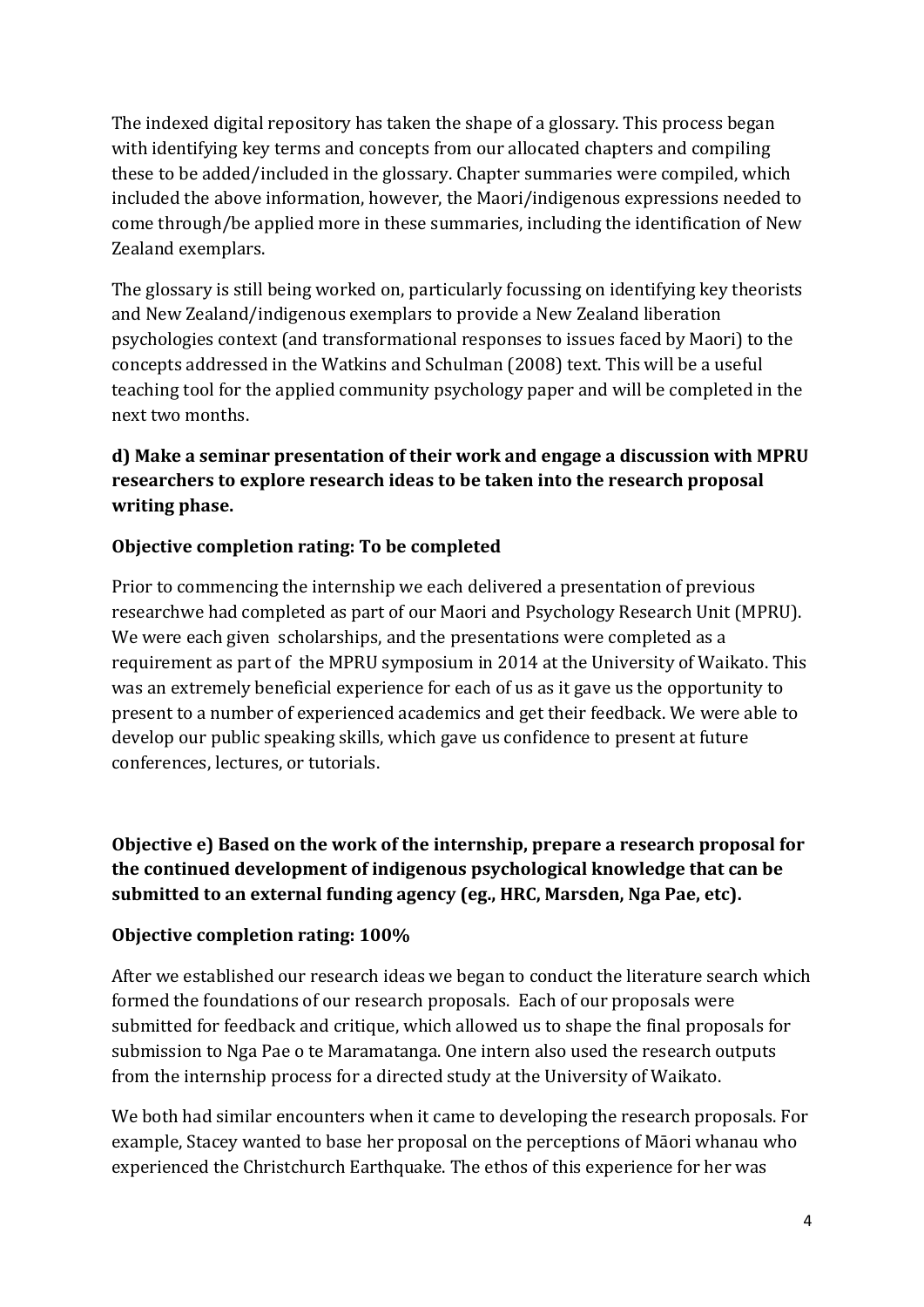The indexed digital repository has taken the shape of a glossary. This process began with identifying key terms and concepts from our allocated chapters and compiling these to be added/included in the glossary. Chapter summaries were compiled, which included the above information, however, the Maori/indigenous expressions needed to come through/be applied more in these summaries, including the identification of New Zealand exemplars.

The glossary is still being worked on, particularly focussing on identifying key theorists and New Zealand/indigenous exemplars to provide a New Zealand liberation psychologies context (and transformational responses to issues faced by Maori) to the concepts addressed in the Watkins and Schulman (2008) text. This will be a useful teaching tool for the applied community psychology paper and will be completed in the next two months.

**d) Make a seminar presentation of their work and engage a discussion with MPRU researchers to explore research ideas to be taken into the research proposal writing phase.**

**Objective completion rating: To be completed**

Prior to commencing the internship we each delivered a presentation of previous researchwe had completed as part of our Maori and Psychology Research Unit (MPRU). We were each given scholarships, and the presentations were completed as a requirement as part of the MPRU symposium in 2014 at the University of Waikato. This was an extremely beneficial experience for each of us as it gave us the opportunity to present to a number of experienced academics and get their feedback. We were able to develop our public speaking skills, which gave us confidence to present at future conferences, lectures, or tutorials.

**Objective e) Based on the work of the internship, prepare a research proposal for the continued development of indigenous psychological knowledge that can be submitted to an external funding agency (eg., HRC, Marsden, Nga Pae, etc).**

**Objective completion rating: 100%**

After we established our research ideas we began to conduct the literature search which formed the foundations of our research proposals. Each of our proposals were submitted for feedback and critique, which allowed us to shape the final proposals for submission to Nga Pae o te Maramatanga. One intern also used the research outputs from the internship process for a directed study at the University of Waikato.

We both had similar encounters when it came to developing the research proposals. For example, Stacey wanted to base her proposal on the perceptions of Māori whanau who experienced the Christchurch Earthquake. The ethos of this experience for her was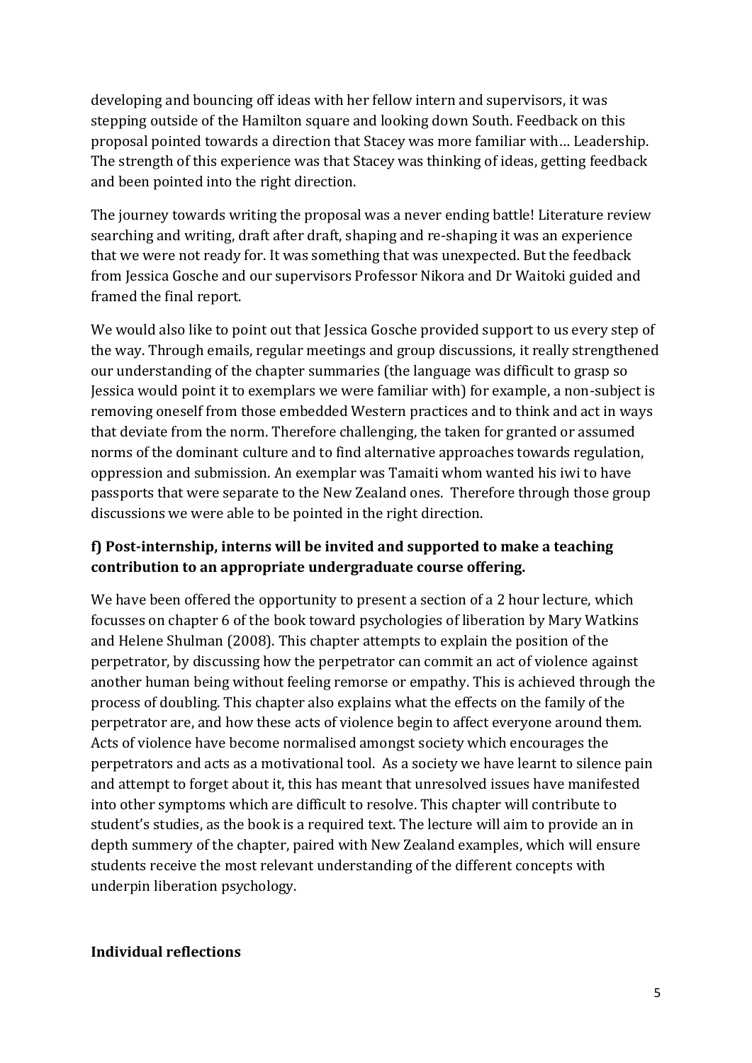developing and bouncing off ideas with her fellow intern and supervisors, it was stepping outside of the Hamilton square and looking down South. Feedback on this proposal pointed towards a direction that Stacey was more familiar with… Leadership. The strength of this experience was that Stacey was thinking of ideas, getting feedback and been pointed into the right direction.

The journey towards writing the proposal was a never ending battle! Literature review searching and writing, draft after draft, shaping and re-shaping it was an experience that we were not ready for. It was something that was unexpected. But the feedback from Jessica Gosche and our supervisors Professor Nikora and Dr Waitoki guided and framed the final report.

We would also like to point out that Jessica Gosche provided support to us every step of the way. Through emails, regular meetings and group discussions, it really strengthened our understanding of the chapter summaries (the language was difficult to grasp so Jessica would point it to exemplars we were familiar with) for example, a non-subject is removing oneself from those embedded Western practices and to think and act in ways that deviate from the norm. Therefore challenging, the taken for granted or assumed norms of the dominant culture and to find alternative approaches towards regulation, oppression and submission. An exemplar was Tamaiti whom wanted his iwi to have passports that were separate to the New Zealand ones. Therefore through those group discussions we were able to be pointed in the right direction.

### f) Post-internship, interns will be invited and supported to make a teaching contribution to an appropriate undergraduate course offering.

We have been offered the opportunity to present a section of a 2 hour lecture, which focusses on chapter 6 of the book toward psychologies of liberation by Mary Watkins and Helene Shulman (2008). This chapter attempts to explain the position of the perpetrator, by discussing how the perpetrator can commit an act of violence against another human being without feeling remorse or empathy. This is achieved through the process of doubling. This chapter also explains what the effects on the family of the perpetrator are, and how these acts of violence begin to affect everyone around them. Acts of violence have become normalised amongst society which encourages the perpetrators and acts as a motivational tool. As a society we have learnt to silence pain and attempt to forget about it, this has meant that unresolved issues have manifested into other symptoms which are difficult to resolve. This chapter will contribute to student's studies, as the book is a required text. The lecture will aim to provide an in depth summery of the chapter, paired with New Zealand examples, which will ensure students receive the most relevant understanding of the different concepts with underpin liberation psychology.

## Individual reflections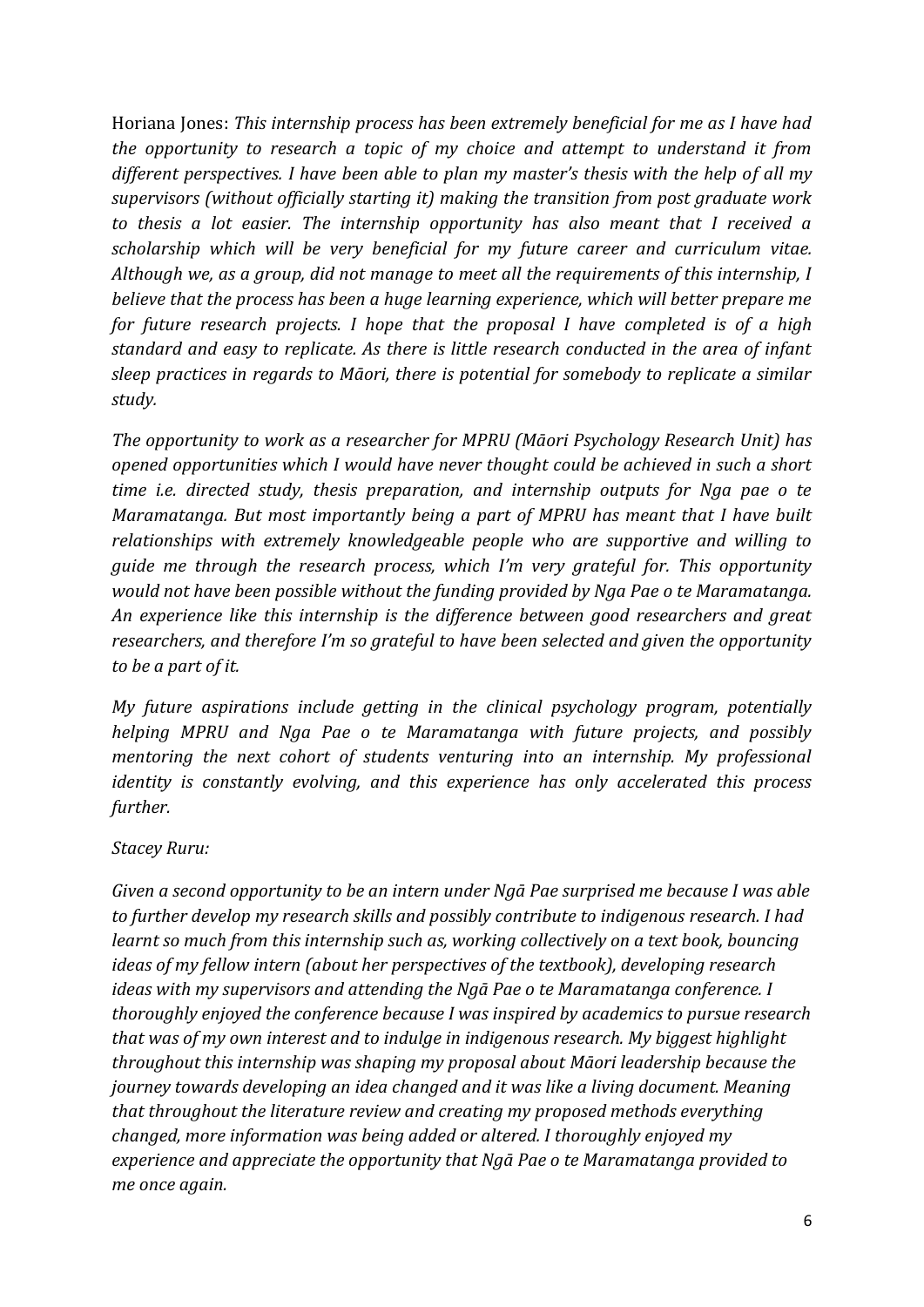Horiana Jones: *This internship process has been extremely beneficial for me as I have had the opportunity to research a topic of my choice and attempt to understand it from different perspectives. I have been able to plan my master's thesis with the help of all my supervisors (without officially starting it) making the transition from post graduate work to thesis a lot easier. The internship opportunity has also meant that I received a scholarship which will be very beneficial for my future career and curriculum vitae. Although we, as a group, did not manage to meet all the requirements of this internship, I believe that the process has been a huge learning experience, which will better prepare me for future research projects. I hope that the proposal I have completed is of a high standard and easy to replicate. As there is little research conducted in the area of infant sleep practices in regards to Māori, there is potential for somebody to replicate a similar study.*

*The opportunity to work as a researcher for MPRU (Māori Psychology Research Unit) has opened opportunities which I would have never thought could be achieved in such a short time i.e. directed study, thesis preparation, and internship outputs for Nga pae o te Maramatanga. But most importantly being a part of MPRU has meant that I have built relationships with extremely knowledgeable people who are supportive and willing to guide me through the research process, which I'm very grateful for. This opportunity would not have been possible without the funding provided by Nga Pae o te Maramatanga. An experience like this internship is the difference between good researchers and great researchers, and therefore I'm so grateful to have been selected and given the opportunity to be a part of it.*

*My future aspirations include getting in the clinical psychology program, potentially helping MPRU and Nga Pae o te Maramatanga with future projects, and possibly mentoring the next cohort of students venturing into an internship. My professional identity is constantly evolving, and this experience has only accelerated this process further.*

*Stacey Ruru:*

*Given a second opportunity to be an intern under Ngā Pae surprised me because I was able to further develop my research skills and possibly contribute to indigenous research. I had learnt so much from this internship such as, working collectively on a text book, bouncing ideas of my fellow intern (about her perspectives of the textbook), developing research ideas with my supervisors and attending the Ngā Pae o te Maramatanga conference. I thoroughly enjoyed the conference because I was inspired by academics to pursue research that was of my own interest and to indulge in indigenous research. My biggest highlight throughout this internship was shaping my proposal about Māori leadership because the journey towards developing an idea changed and it was like a living document. Meaning that throughout the literature review and creating my proposed methods everything changed, more information was being added or altered. I thoroughly enjoyed my experience and appreciate the opportunity that Ngā Pae o te Maramatanga provided to me once again.*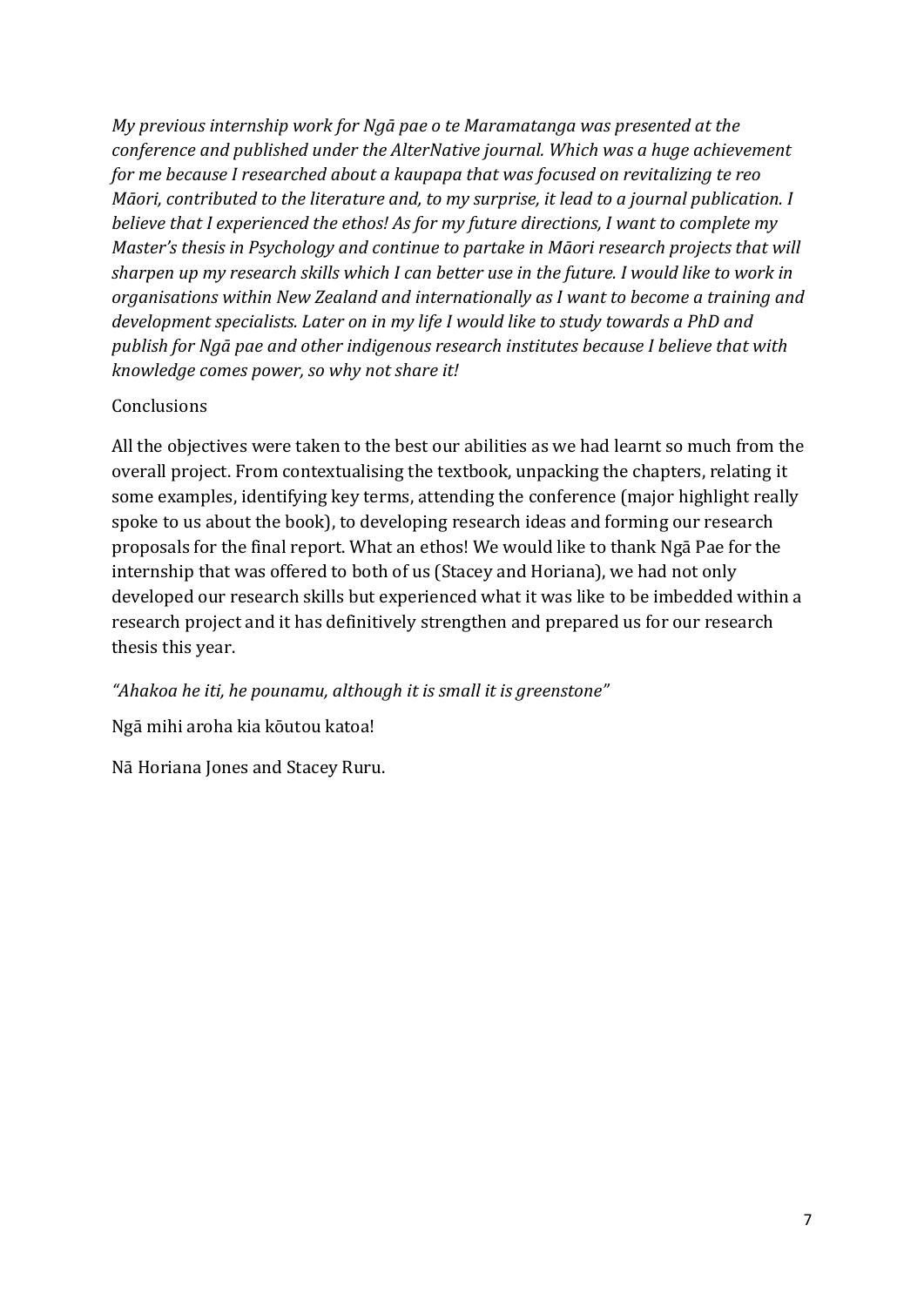*My previous internship work for Ngā pae o te Maramatanga was presented at the conference and published under the AlterNative journal. Which was a huge achievement for me because I researched about a kaupapa that was focused on revitalizing te reo Māori, contributed to the literature and, to my surprise, it lead to a journal publication. I believe that I experienced the ethos! As for my future directions, I want to complete my Master's thesis in Psychology and continue to partake in Māori research projects that will sharpen up my research skills which I can better use in the future. I would like to work in organisations within New Zealand and internationally as I want to become a training and development specialists. Later on in my life I would like to study towards a PhD and publish for Ngā pae and other indigenous research institutes because I believe that with knowledge comes power, so why not share it!*

Conclusions

All the objectives were taken to the best our abilities as we had learnt so much from the overall project. From contextualising the textbook, unpacking the chapters, relating it some examples, identifying key terms, attending the conference (major highlight really spoke to us about the book), to developing research ideas and forming our research proposals for the final report. What an ethos! We would like to thank Ngā Pae for the internship that was offered to both of us (Stacey and Horiana), we had not only developed our research skills but experienced what it was like to be imbedded within a research project and it has definitively strengthen and prepared us for our research thesis this year.

*"Ahakoa he iti, he pounamu, although it is small it is greenstone"*

Ngā mihi aroha kia kōutou katoa!

Nā Horiana Jones and Stacey Ruru.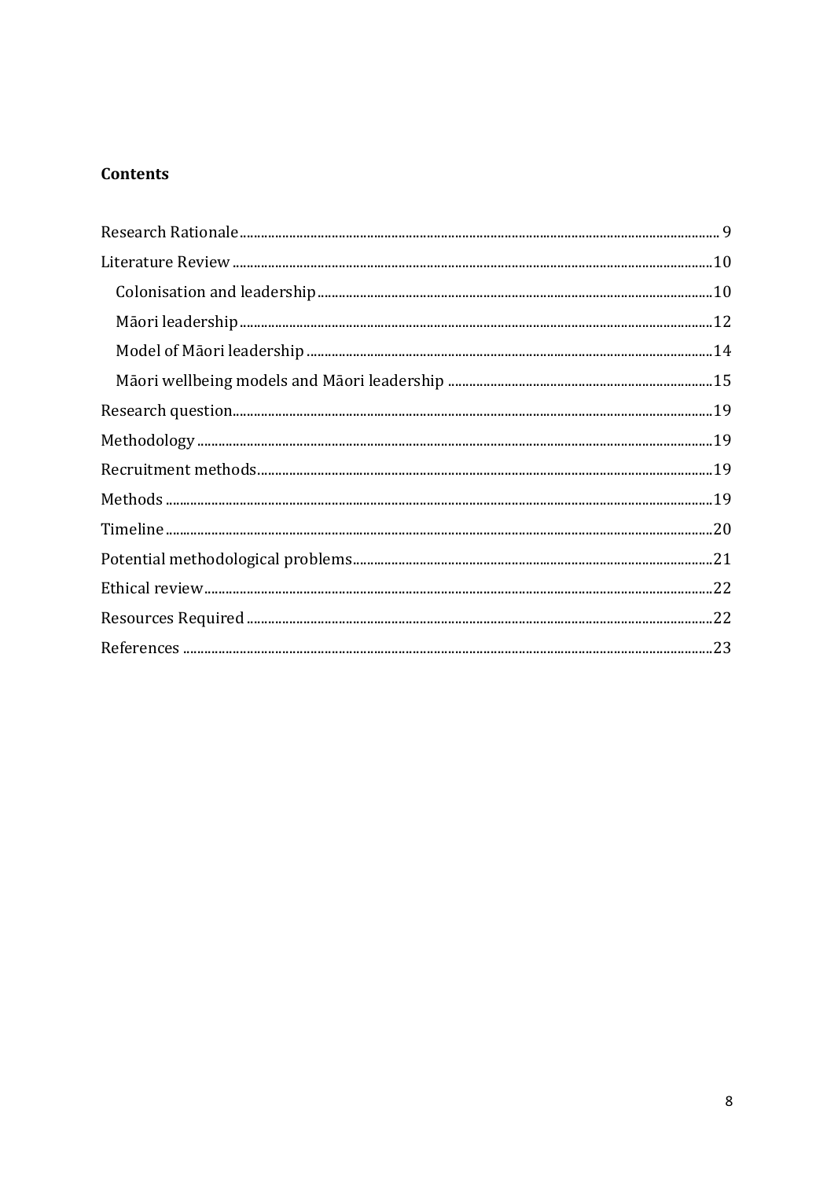**Contents**

Research Rationale ........ 9
Literature Review ........ 10
  Colonisation and leadership ........ 10
  Māori leadership ........ 12
  Model of Māori leadership ........ 14
  Māori wellbeing models and Māori leadership ........ 15
Research question ........ 19
Methodology ........ 19
Recruitment methods ........ 19
Methods ........ 19
Timeline ........ 20
Potential methodological problems ........ 21
Ethical review ........ 22
Resources Required ........ 22
References ........ 23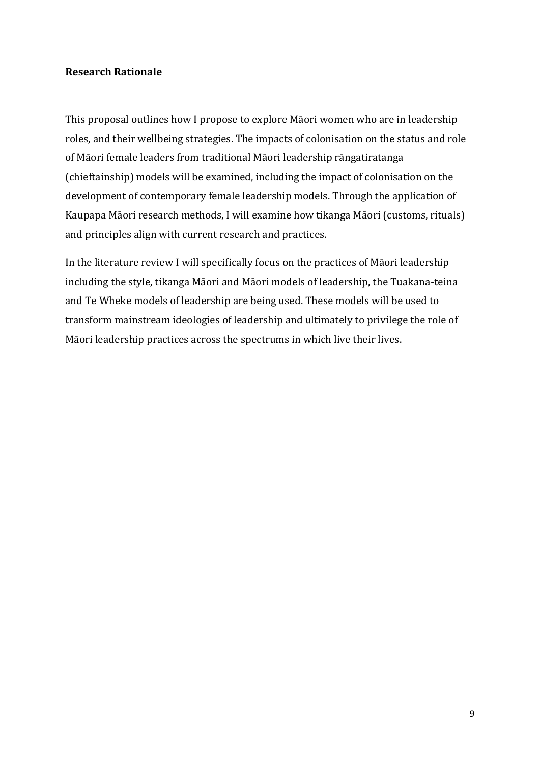## Research Rationale

This proposal outlines how I propose to explore Māori women who are in leadership roles, and their wellbeing strategies. The impacts of colonisation on the status and role of Māori female leaders from traditional Māori leadership rāngatiratanga (chieftainship) models will be examined, including the impact of colonisation on the development of contemporary female leadership models. Through the application of Kaupapa Māori research methods, I will examine how tikanga Māori (customs, rituals) and principles align with current research and practices.

In the literature review I will specifically focus on the practices of Māori leadership including the style, tikanga Māori and Māori models of leadership, the Tuakana-teina and Te Wheke models of leadership are being used. These models will be used to transform mainstream ideologies of leadership and ultimately to privilege the role of Māori leadership practices across the spectrums in which live their lives.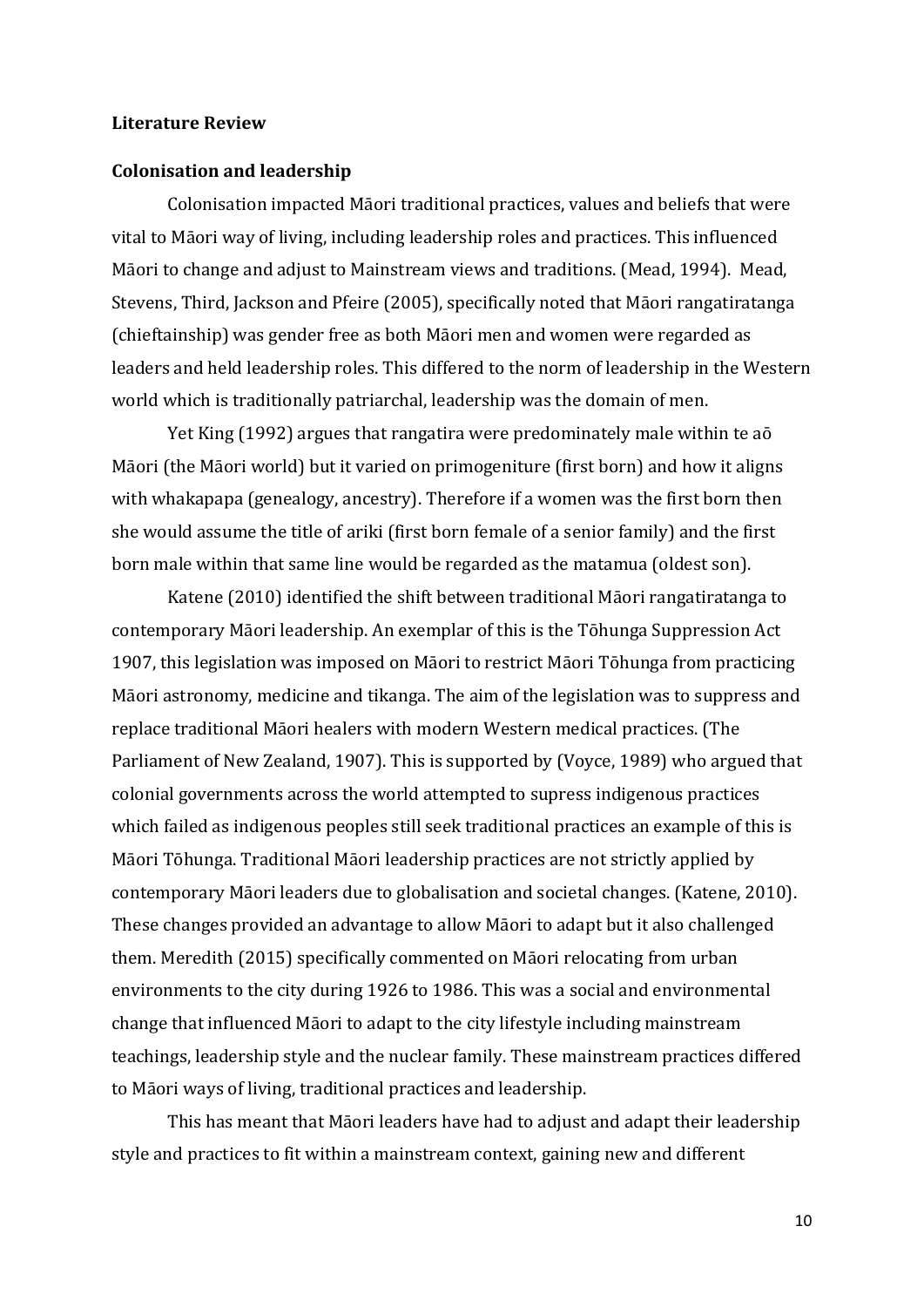**Literature Review**

**Colonisation and leadership**

Colonisation impacted Māori traditional practices, values and beliefs that were vital to Māori way of living, including leadership roles and practices. This influenced Māori to change and adjust to Mainstream views and traditions. (Mead, 1994). Mead, Stevens, Third, Jackson and Pfeire (2005), specifically noted that Māori rangatiratanga (chieftainship) was gender free as both Māori men and women were regarded as leaders and held leadership roles. This differed to the norm of leadership in the Western world which is traditionally patriarchal, leadership was the domain of men.

Yet King (1992) argues that rangatira were predominately male within te aō Māori (the Māori world) but it varied on primogeniture (first born) and how it aligns with whakapapa (genealogy, ancestry). Therefore if a women was the first born then she would assume the title of ariki (first born female of a senior family) and the first born male within that same line would be regarded as the matamua (oldest son).

Katene (2010) identified the shift between traditional Māori rangatiratanga to contemporary Māori leadership. An exemplar of this is the Tōhunga Suppression Act 1907, this legislation was imposed on Māori to restrict Māori Tōhunga from practicing Māori astronomy, medicine and tikanga. The aim of the legislation was to suppress and replace traditional Māori healers with modern Western medical practices. (The Parliament of New Zealand, 1907). This is supported by (Voyce, 1989) who argued that colonial governments across the world attempted to supress indigenous practices which failed as indigenous peoples still seek traditional practices an example of this is Māori Tōhunga. Traditional Māori leadership practices are not strictly applied by contemporary Māori leaders due to globalisation and societal changes. (Katene, 2010). These changes provided an advantage to allow Māori to adapt but it also challenged them. Meredith (2015) specifically commented on Māori relocating from urban environments to the city during 1926 to 1986. This was a social and environmental change that influenced Māori to adapt to the city lifestyle including mainstream teachings, leadership style and the nuclear family. These mainstream practices differed to Māori ways of living, traditional practices and leadership.

This has meant that Māori leaders have had to adjust and adapt their leadership style and practices to fit within a mainstream context, gaining new and different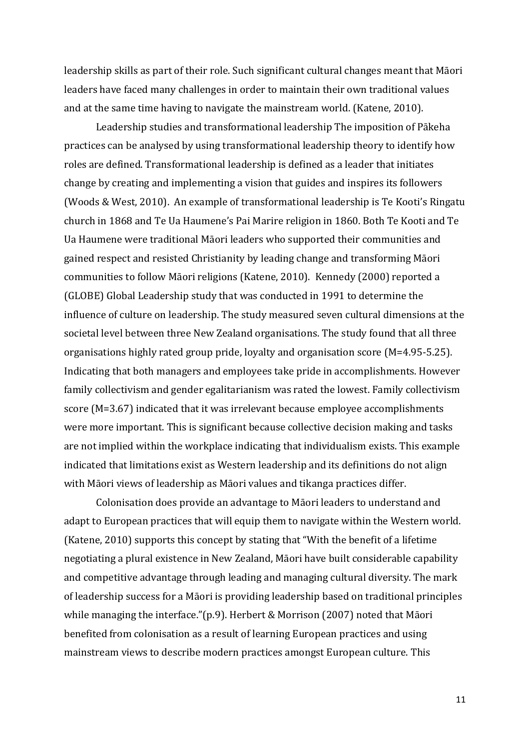leadership skills as part of their role. Such significant cultural changes meant that Māori leaders have faced many challenges in order to maintain their own traditional values and at the same time having to navigate the mainstream world. (Katene, 2010).

Leadership studies and transformational leadership The imposition of Pākeha practices can be analysed by using transformational leadership theory to identify how roles are defined. Transformational leadership is defined as a leader that initiates change by creating and implementing a vision that guides and inspires its followers (Woods & West, 2010). An example of transformational leadership is Te Kooti's Ringatu church in 1868 and Te Ua Haumene's Pai Marire religion in 1860. Both Te Kooti and Te Ua Haumene were traditional Māori leaders who supported their communities and gained respect and resisted Christianity by leading change and transforming Māori communities to follow Māori religions (Katene, 2010). Kennedy (2000) reported a (GLOBE) Global Leadership study that was conducted in 1991 to determine the influence of culture on leadership. The study measured seven cultural dimensions at the societal level between three New Zealand organisations. The study found that all three organisations highly rated group pride, loyalty and organisation score (M=4.95-5.25). Indicating that both managers and employees take pride in accomplishments. However family collectivism and gender egalitarianism was rated the lowest. Family collectivism score (M=3.67) indicated that it was irrelevant because employee accomplishments were more important. This is significant because collective decision making and tasks are not implied within the workplace indicating that individualism exists. This example indicated that limitations exist as Western leadership and its definitions do not align with Māori views of leadership as Māori values and tikanga practices differ.

Colonisation does provide an advantage to Māori leaders to understand and adapt to European practices that will equip them to navigate within the Western world. (Katene, 2010) supports this concept by stating that "With the benefit of a lifetime negotiating a plural existence in New Zealand, Māori have built considerable capability and competitive advantage through leading and managing cultural diversity. The mark of leadership success for a Māori is providing leadership based on traditional principles while managing the interface."(p.9). Herbert & Morrison (2007) noted that Māori benefited from colonisation as a result of learning European practices and using mainstream views to describe modern practices amongst European culture. This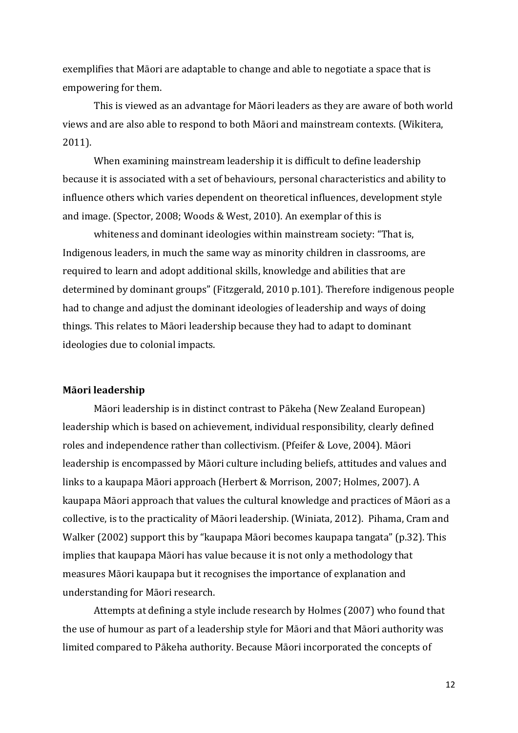exemplifies that Māori are adaptable to change and able to negotiate a space that is empowering for them.

This is viewed as an advantage for Māori leaders as they are aware of both world views and are also able to respond to both Māori and mainstream contexts. (Wikitera, 2011).

When examining mainstream leadership it is difficult to define leadership because it is associated with a set of behaviours, personal characteristics and ability to influence others which varies dependent on theoretical influences, development style and image. (Spector, 2008; Woods & West, 2010). An exemplar of this is

whiteness and dominant ideologies within mainstream society: "That is, Indigenous leaders, in much the same way as minority children in classrooms, are required to learn and adopt additional skills, knowledge and abilities that are determined by dominant groups" (Fitzgerald, 2010 p.101). Therefore indigenous people had to change and adjust the dominant ideologies of leadership and ways of doing things. This relates to Māori leadership because they had to adapt to dominant ideologies due to colonial impacts.

**Māori leadership**

Māori leadership is in distinct contrast to Pākeha (New Zealand European) leadership which is based on achievement, individual responsibility, clearly defined roles and independence rather than collectivism. (Pfeifer & Love, 2004). Māori leadership is encompassed by Māori culture including beliefs, attitudes and values and links to a kaupapa Māori approach (Herbert & Morrison, 2007; Holmes, 2007). A kaupapa Māori approach that values the cultural knowledge and practices of Māori as a collective, is to the practicality of Māori leadership. (Winiata, 2012). Pihama, Cram and Walker (2002) support this by "kaupapa Māori becomes kaupapa tangata" (p.32). This implies that kaupapa Māori has value because it is not only a methodology that measures Māori kaupapa but it recognises the importance of explanation and understanding for Māori research.

Attempts at defining a style include research by Holmes (2007) who found that the use of humour as part of a leadership style for Māori and that Māori authority was limited compared to Pākeha authority. Because Māori incorporated the concepts of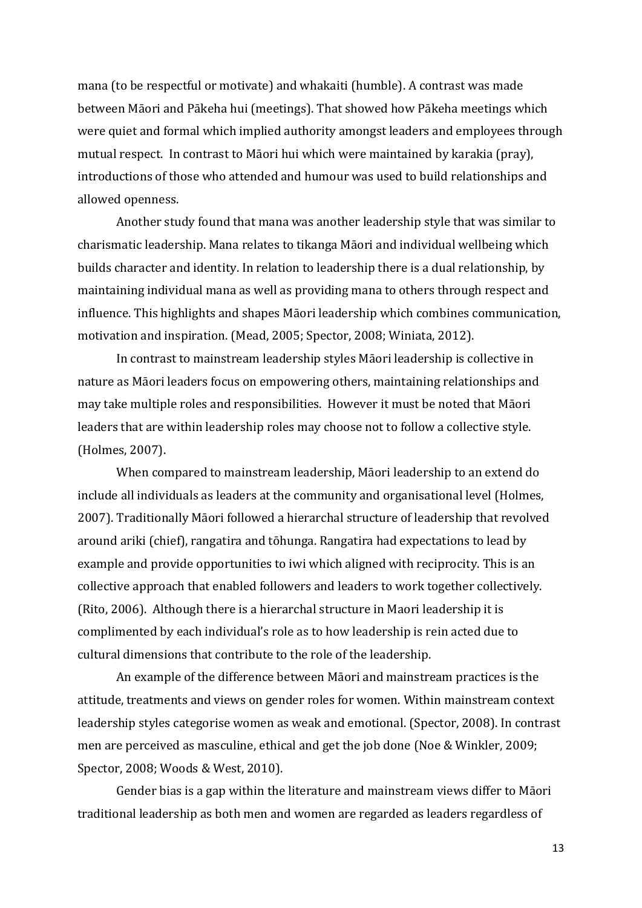mana (to be respectful or motivate) and whakaiti (humble). A contrast was made between Māori and Pākeha hui (meetings). That showed how Pākeha meetings which were quiet and formal which implied authority amongst leaders and employees through mutual respect. In contrast to Māori hui which were maintained by karakia (pray), introductions of those who attended and humour was used to build relationships and allowed openness.

Another study found that mana was another leadership style that was similar to charismatic leadership. Mana relates to tikanga Māori and individual wellbeing which builds character and identity. In relation to leadership there is a dual relationship, by maintaining individual mana as well as providing mana to others through respect and influence. This highlights and shapes Māori leadership which combines communication, motivation and inspiration. (Mead, 2005; Spector, 2008; Winiata, 2012).

In contrast to mainstream leadership styles Māori leadership is collective in nature as Māori leaders focus on empowering others, maintaining relationships and may take multiple roles and responsibilities. However it must be noted that Māori leaders that are within leadership roles may choose not to follow a collective style. (Holmes, 2007).

When compared to mainstream leadership, Māori leadership to an extend do include all individuals as leaders at the community and organisational level (Holmes, 2007). Traditionally Māori followed a hierarchal structure of leadership that revolved around ariki (chief), rangatira and tōhunga. Rangatira had expectations to lead by example and provide opportunities to iwi which aligned with reciprocity. This is an collective approach that enabled followers and leaders to work together collectively. (Rito, 2006). Although there is a hierarchal structure in Maori leadership it is complimented by each individual's role as to how leadership is rein acted due to cultural dimensions that contribute to the role of the leadership.

An example of the difference between Māori and mainstream practices is the attitude, treatments and views on gender roles for women. Within mainstream context leadership styles categorise women as weak and emotional. (Spector, 2008). In contrast men are perceived as masculine, ethical and get the job done (Noe & Winkler, 2009; Spector, 2008; Woods & West, 2010).

Gender bias is a gap within the literature and mainstream views differ to Māori traditional leadership as both men and women are regarded as leaders regardless of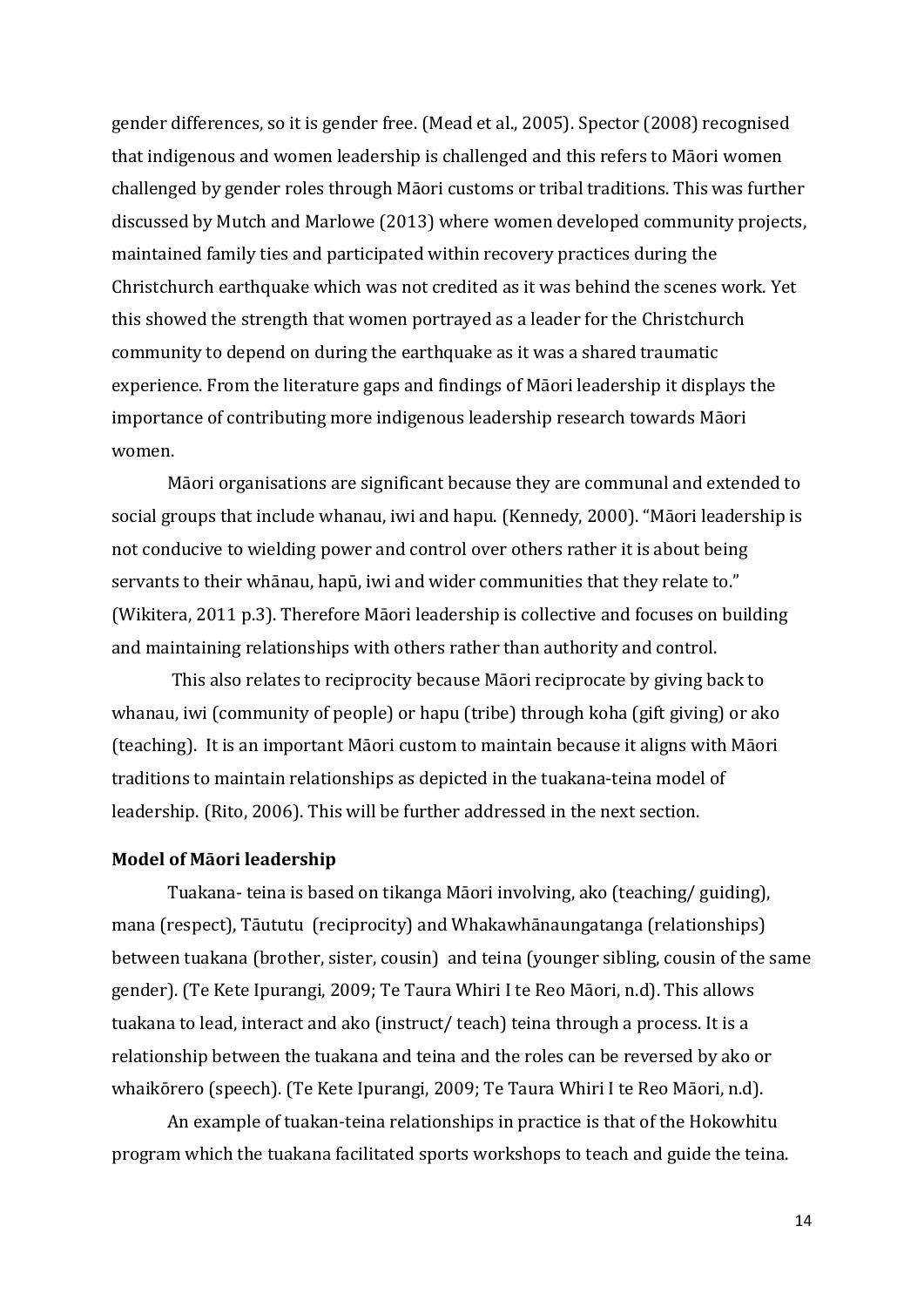gender differences, so it is gender free. (Mead et al., 2005). Spector (2008) recognised that indigenous and women leadership is challenged and this refers to Māori women challenged by gender roles through Māori customs or tribal traditions. This was further discussed by Mutch and Marlowe (2013) where women developed community projects, maintained family ties and participated within recovery practices during the Christchurch earthquake which was not credited as it was behind the scenes work. Yet this showed the strength that women portrayed as a leader for the Christchurch community to depend on during the earthquake as it was a shared traumatic experience. From the literature gaps and findings of Māori leadership it displays the importance of contributing more indigenous leadership research towards Māori women.

Māori organisations are significant because they are communal and extended to social groups that include whanau, iwi and hapu. (Kennedy, 2000). "Māori leadership is not conducive to wielding power and control over others rather it is about being servants to their whānau, hapū, iwi and wider communities that they relate to." (Wikitera, 2011 p.3). Therefore Māori leadership is collective and focuses on building and maintaining relationships with others rather than authority and control.

This also relates to reciprocity because Māori reciprocate by giving back to whanau, iwi (community of people) or hapu (tribe) through koha (gift giving) or ako (teaching). It is an important Māori custom to maintain because it aligns with Māori traditions to maintain relationships as depicted in the tuakana-teina model of leadership. (Rito, 2006). This will be further addressed in the next section.

**Model of Māori leadership**

Tuakana- teina is based on tikanga Māori involving, ako (teaching/ guiding), mana (respect), Tāututu (reciprocity) and Whakawhānaungatanga (relationships) between tuakana (brother, sister, cousin) and teina (younger sibling, cousin of the same gender). (Te Kete Ipurangi, 2009; Te Taura Whiri I te Reo Māori, n.d). This allows tuakana to lead, interact and ako (instruct/ teach) teina through a process. It is a relationship between the tuakana and teina and the roles can be reversed by ako or whaikōrero (speech). (Te Kete Ipurangi, 2009; Te Taura Whiri I te Reo Māori, n.d).

An example of tuakan-teina relationships in practice is that of the Hokowhitu program which the tuakana facilitated sports workshops to teach and guide the teina.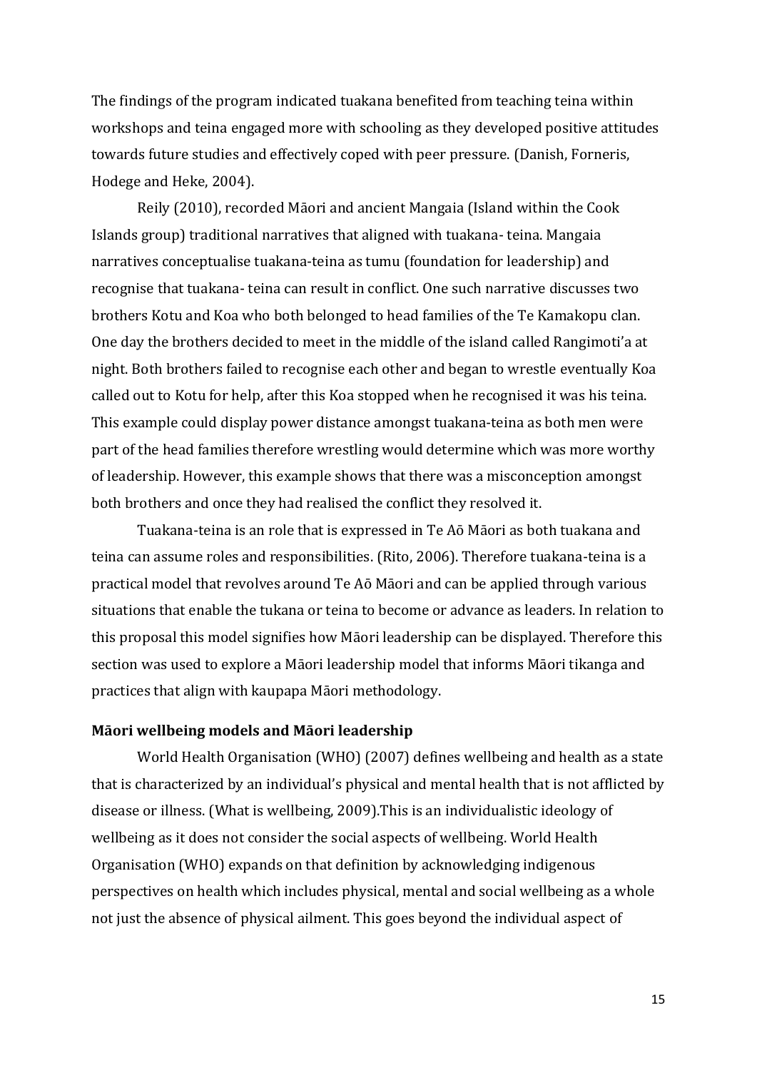The findings of the program indicated tuakana benefited from teaching teina within workshops and teina engaged more with schooling as they developed positive attitudes towards future studies and effectively coped with peer pressure. (Danish, Forneris, Hodege and Heke, 2004).

Reily (2010), recorded Māori and ancient Mangaia (Island within the Cook Islands group) traditional narratives that aligned with tuakana- teina. Mangaia narratives conceptualise tuakana-teina as tumu (foundation for leadership) and recognise that tuakana- teina can result in conflict. One such narrative discusses two brothers Kotu and Koa who both belonged to head families of the Te Kamakopu clan. One day the brothers decided to meet in the middle of the island called Rangimoti'a at night. Both brothers failed to recognise each other and began to wrestle eventually Koa called out to Kotu for help, after this Koa stopped when he recognised it was his teina. This example could display power distance amongst tuakana-teina as both men were part of the head families therefore wrestling would determine which was more worthy of leadership. However, this example shows that there was a misconception amongst both brothers and once they had realised the conflict they resolved it.

Tuakana-teina is an role that is expressed in Te Aō Māori as both tuakana and teina can assume roles and responsibilities. (Rito, 2006). Therefore tuakana-teina is a practical model that revolves around Te Aō Māori and can be applied through various situations that enable the tukana or teina to become or advance as leaders. In relation to this proposal this model signifies how Māori leadership can be displayed. Therefore this section was used to explore a Māori leadership model that informs Māori tikanga and practices that align with kaupapa Māori methodology.

**Māori wellbeing models and Māori leadership**

World Health Organisation (WHO) (2007) defines wellbeing and health as a state that is characterized by an individual's physical and mental health that is not afflicted by disease or illness. (What is wellbeing, 2009).This is an individualistic ideology of wellbeing as it does not consider the social aspects of wellbeing. World Health Organisation (WHO) expands on that definition by acknowledging indigenous perspectives on health which includes physical, mental and social wellbeing as a whole not just the absence of physical ailment. This goes beyond the individual aspect of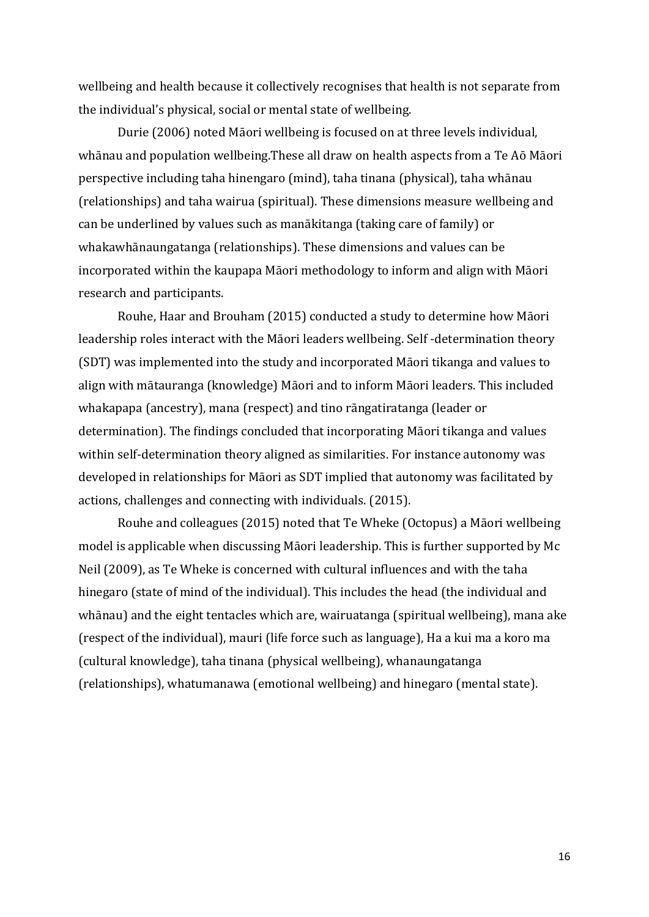wellbeing and health because it collectively recognises that health is not separate from the individual's physical, social or mental state of wellbeing.

Durie (2006) noted Māori wellbeing is focused on at three levels individual, whānau and population wellbeing.These all draw on health aspects from a Te Aō Māori perspective including taha hinengaro (mind), taha tinana (physical), taha whānau (relationships) and taha wairua (spiritual). These dimensions measure wellbeing and can be underlined by values such as manākitanga (taking care of family) or whakawhānaungatanga (relationships). These dimensions and values can be incorporated within the kaupapa Māori methodology to inform and align with Māori research and participants.

Rouhe, Haar and Brouham (2015) conducted a study to determine how Māori leadership roles interact with the Māori leaders wellbeing. Self -determination theory (SDT) was implemented into the study and incorporated Māori tikanga and values to align with mātauranga (knowledge) Māori and to inform Māori leaders. This included whakapapa (ancestry), mana (respect) and tino rāngatiratanga (leader or determination). The findings concluded that incorporating Māori tikanga and values within self-determination theory aligned as similarities. For instance autonomy was developed in relationships for Māori as SDT implied that autonomy was facilitated by actions, challenges and connecting with individuals. (2015).

Rouhe and colleagues (2015) noted that Te Wheke (Octopus) a Māori wellbeing model is applicable when discussing Māori leadership. This is further supported by Mc Neil (2009), as Te Wheke is concerned with cultural influences and with the taha hinegaro (state of mind of the individual). This includes the head (the individual and whānau) and the eight tentacles which are, wairuatanga (spiritual wellbeing), mana ake (respect of the individual), mauri (life force such as language), Ha a kui ma a koro ma (cultural knowledge), taha tinana (physical wellbeing), whanaungatanga (relationships), whatumanawa (emotional wellbeing) and hinegaro (mental state).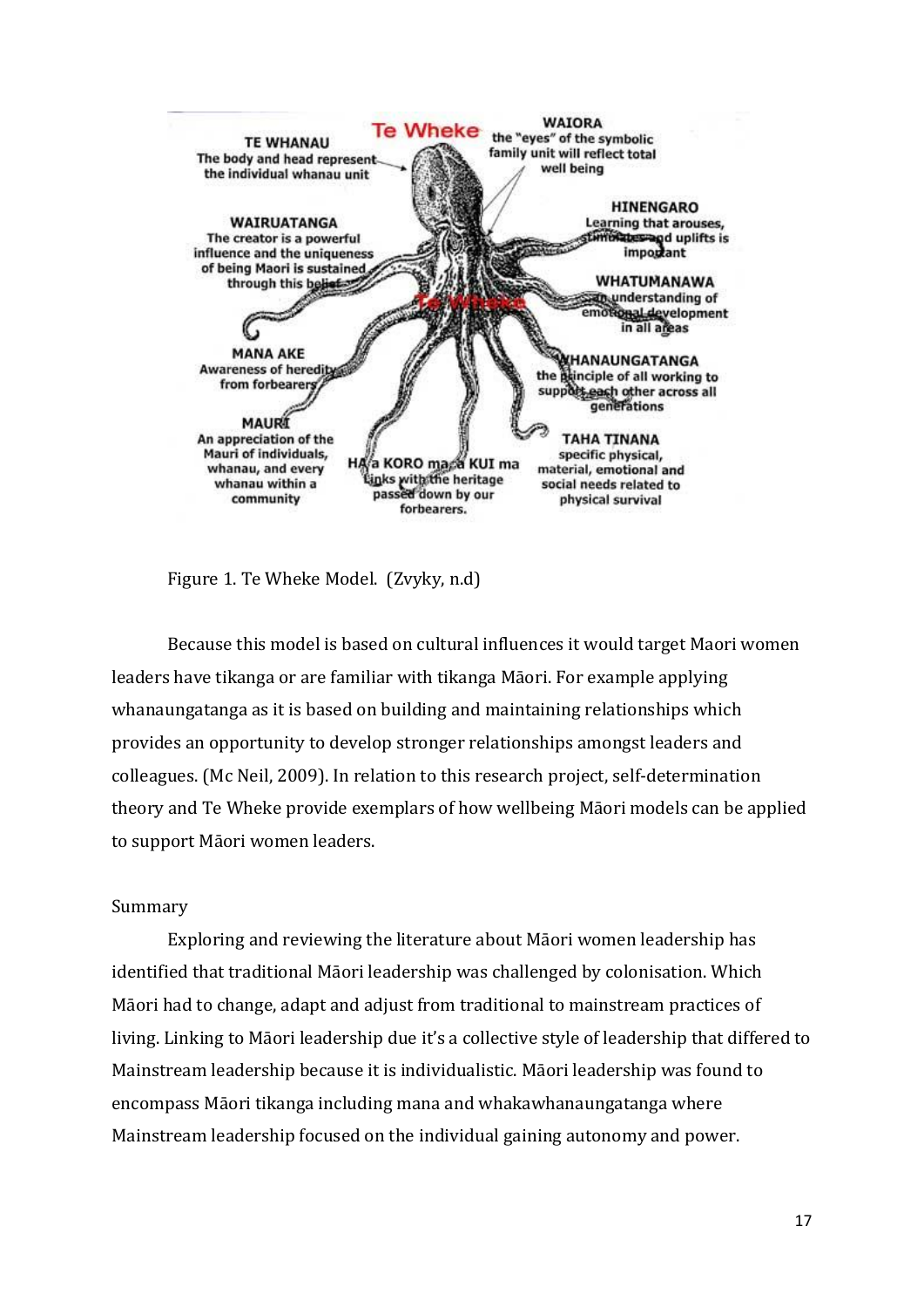Figure 1. Te Wheke Model. (Zvyky, n.d)

Because this model is based on cultural influences it would target Maori women leaders have tikanga or are familiar with tikanga Māori. For example applying whanaungatanga as it is based on building and maintaining relationships which provides an opportunity to develop stronger relationships amongst leaders and colleagues. (Mc Neil, 2009). In relation to this research project, self-determination theory and Te Wheke provide exemplars of how wellbeing Māori models can be applied to support Māori women leaders.

Summary

Exploring and reviewing the literature about Māori women leadership has identified that traditional Māori leadership was challenged by colonisation. Which Māori had to change, adapt and adjust from traditional to mainstream practices of living. Linking to Māori leadership due it's a collective style of leadership that differed to Mainstream leadership because it is individualistic. Māori leadership was found to encompass Māori tikanga including mana and whakawhanaungatanga where Mainstream leadership focused on the individual gaining autonomy and power.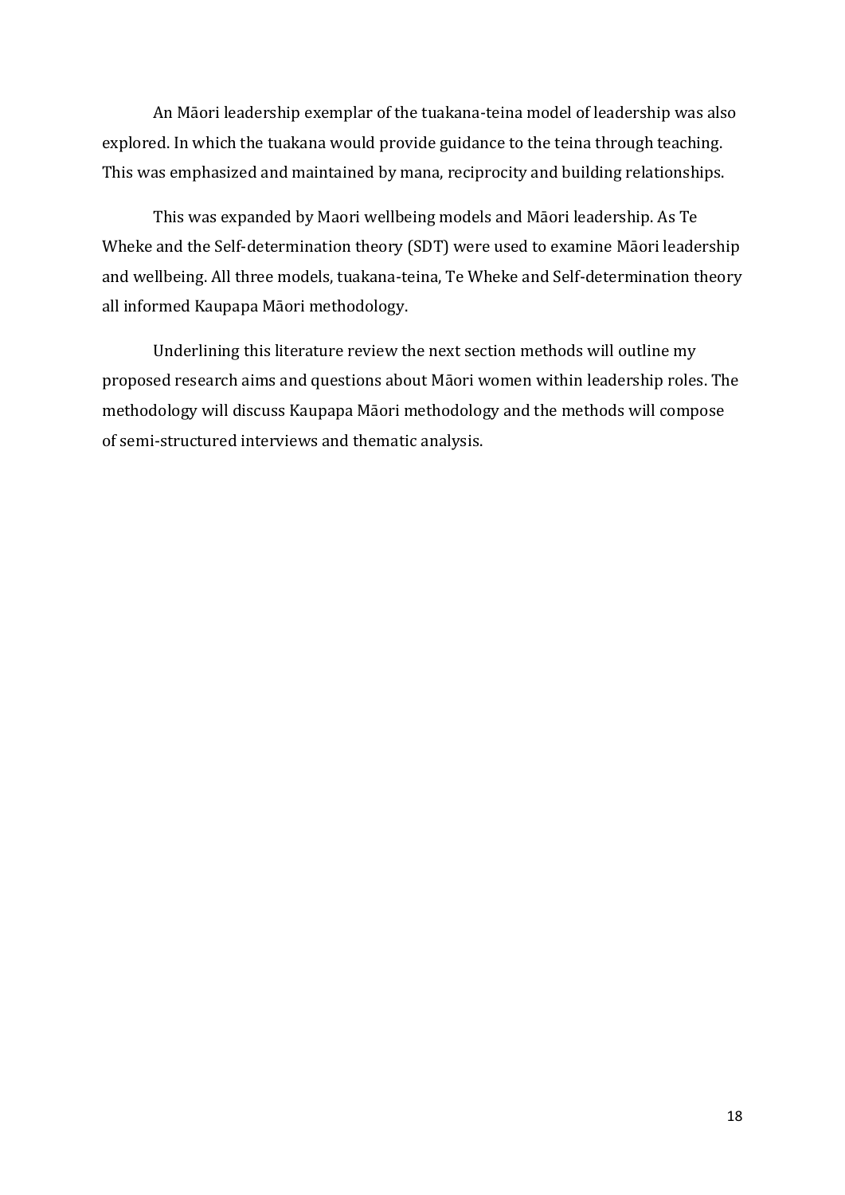An Māori leadership exemplar of the tuakana-teina model of leadership was also explored. In which the tuakana would provide guidance to the teina through teaching. This was emphasized and maintained by mana, reciprocity and building relationships.

This was expanded by Maori wellbeing models and Māori leadership. As Te Wheke and the Self-determination theory (SDT) were used to examine Māori leadership and wellbeing. All three models, tuakana-teina, Te Wheke and Self-determination theory all informed Kaupapa Māori methodology.

Underlining this literature review the next section methods will outline my proposed research aims and questions about Māori women within leadership roles. The methodology will discuss Kaupapa Māori methodology and the methods will compose of semi-structured interviews and thematic analysis.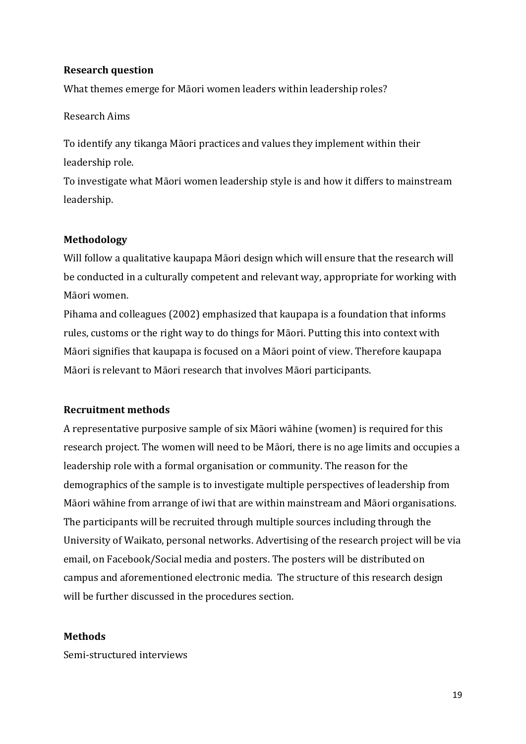**Research question**

What themes emerge for Māori women leaders within leadership roles?

Research Aims

To identify any tikanga Māori practices and values they implement within their leadership role.
To investigate what Māori women leadership style is and how it differs to mainstream leadership.

**Methodology**

Will follow a qualitative kaupapa Māori design which will ensure that the research will be conducted in a culturally competent and relevant way, appropriate for working with Māori women.
Pihama and colleagues (2002) emphasized that kaupapa is a foundation that informs rules, customs or the right way to do things for Māori. Putting this into context with Māori signifies that kaupapa is focused on a Māori point of view. Therefore kaupapa Māori is relevant to Māori research that involves Māori participants.

**Recruitment methods**

A representative purposive sample of six Māori wāhine (women) is required for this research project. The women will need to be Māori, there is no age limits and occupies a leadership role with a formal organisation or community. The reason for the demographics of the sample is to investigate multiple perspectives of leadership from Māori wāhine from arrange of iwi that are within mainstream and Māori organisations. The participants will be recruited through multiple sources including through the University of Waikato, personal networks. Advertising of the research project will be via email, on Facebook/Social media and posters. The posters will be distributed on campus and aforementioned electronic media. The structure of this research design will be further discussed in the procedures section.

**Methods**

Semi-structured interviews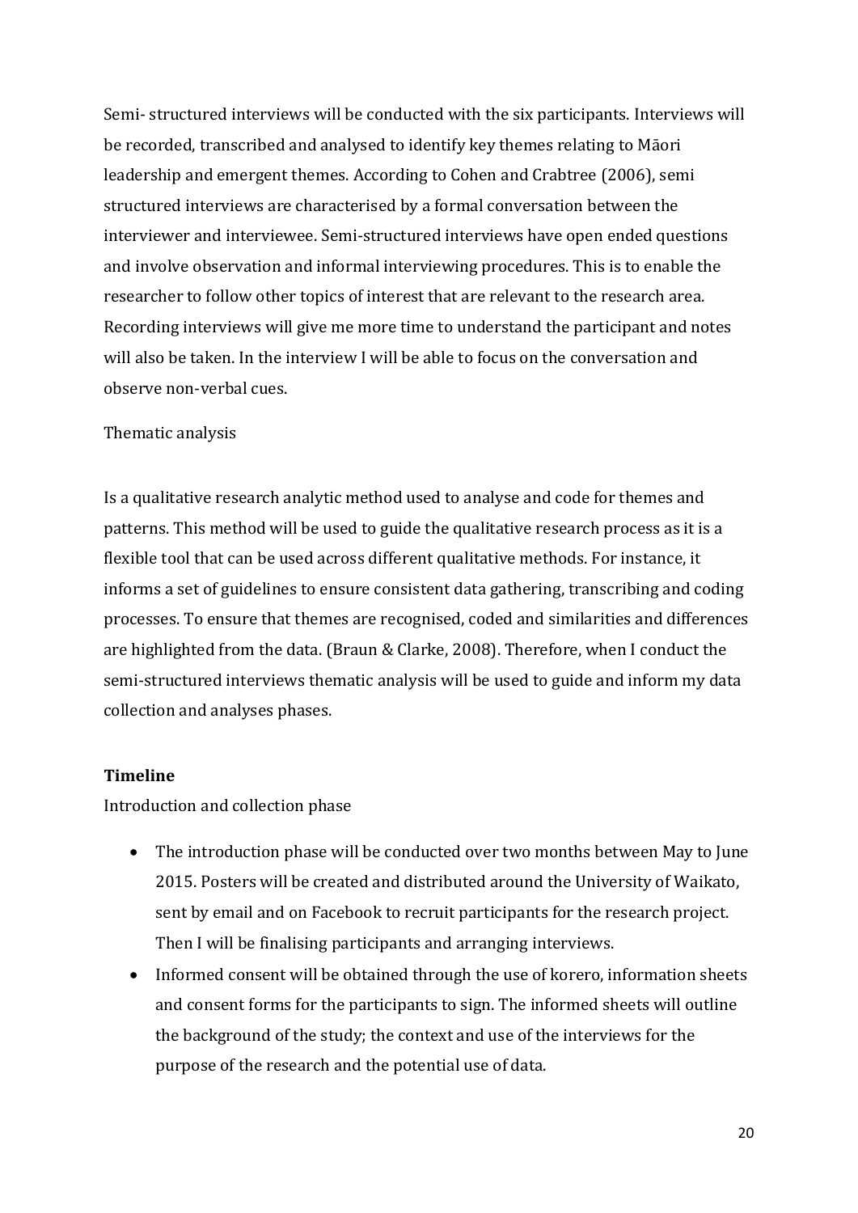Semi- structured interviews will be conducted with the six participants. Interviews will be recorded, transcribed and analysed to identify key themes relating to Māori leadership and emergent themes. According to Cohen and Crabtree (2006), semi structured interviews are characterised by a formal conversation between the interviewer and interviewee. Semi-structured interviews have open ended questions and involve observation and informal interviewing procedures. This is to enable the researcher to follow other topics of interest that are relevant to the research area. Recording interviews will give me more time to understand the participant and notes will also be taken. In the interview I will be able to focus on the conversation and observe non-verbal cues.

Thematic analysis

Is a qualitative research analytic method used to analyse and code for themes and patterns. This method will be used to guide the qualitative research process as it is a flexible tool that can be used across different qualitative methods. For instance, it informs a set of guidelines to ensure consistent data gathering, transcribing and coding processes. To ensure that themes are recognised, coded and similarities and differences are highlighted from the data. (Braun & Clarke, 2008). Therefore, when I conduct the semi-structured interviews thematic analysis will be used to guide and inform my data collection and analyses phases.

**Timeline**

Introduction and collection phase

- The introduction phase will be conducted over two months between May to June 2015. Posters will be created and distributed around the University of Waikato, sent by email and on Facebook to recruit participants for the research project. Then I will be finalising participants and arranging interviews.
- Informed consent will be obtained through the use of korero, information sheets and consent forms for the participants to sign. The informed sheets will outline the background of the study; the context and use of the interviews for the purpose of the research and the potential use of data.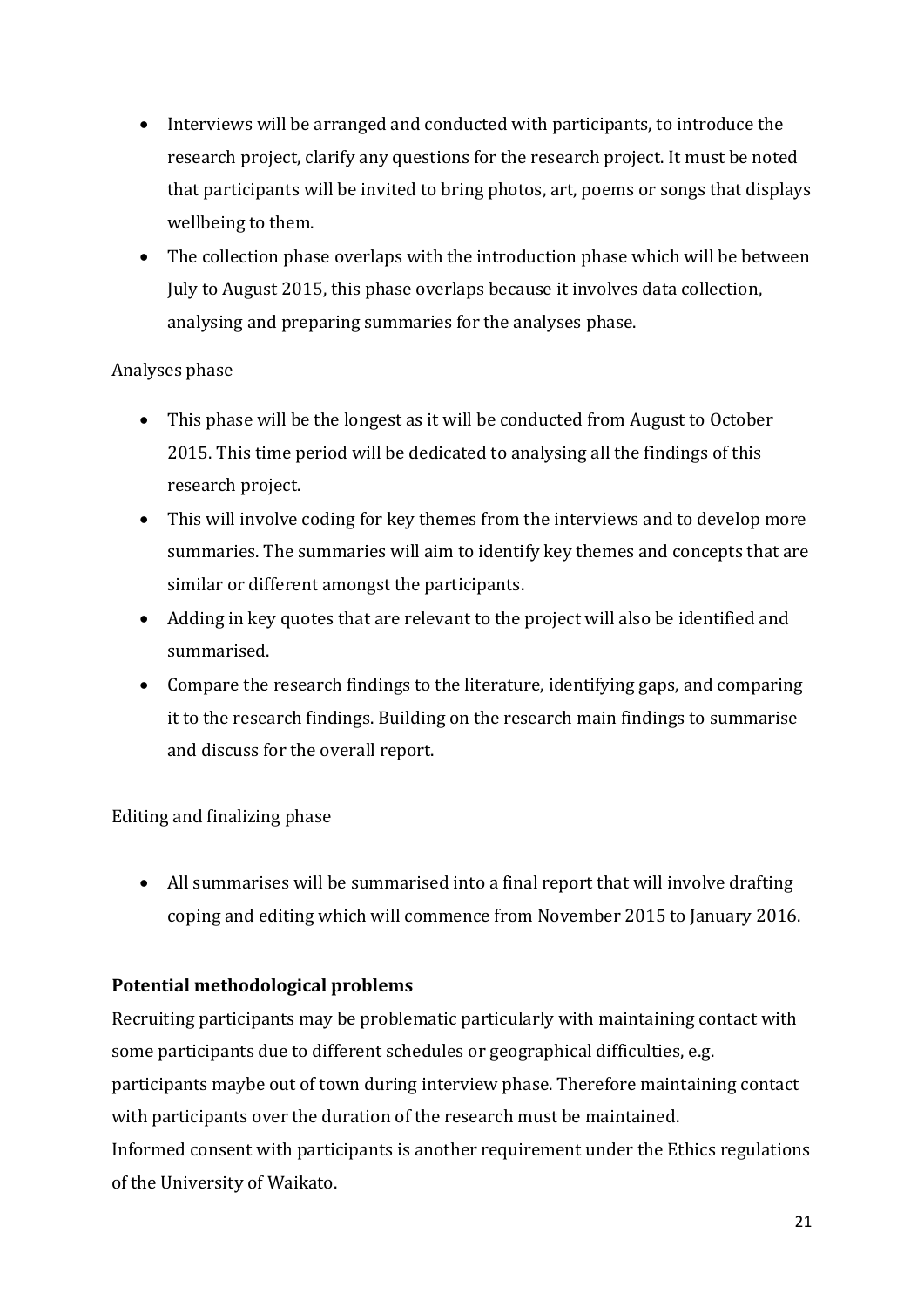- Interviews will be arranged and conducted with participants, to introduce the research project, clarify any questions for the research project. It must be noted that participants will be invited to bring photos, art, poems or songs that displays wellbeing to them.
- The collection phase overlaps with the introduction phase which will be between July to August 2015, this phase overlaps because it involves data collection, analysing and preparing summaries for the analyses phase.

Analyses phase

- This phase will be the longest as it will be conducted from August to October 2015. This time period will be dedicated to analysing all the findings of this research project.
- This will involve coding for key themes from the interviews and to develop more summaries. The summaries will aim to identify key themes and concepts that are similar or different amongst the participants.
- Adding in key quotes that are relevant to the project will also be identified and summarised.
- Compare the research findings to the literature, identifying gaps, and comparing it to the research findings. Building on the research main findings to summarise and discuss for the overall report.

Editing and finalizing phase

- All summarises will be summarised into a final report that will involve drafting coping and editing which will commence from November 2015 to January 2016.

**Potential methodological problems**

Recruiting participants may be problematic particularly with maintaining contact with some participants due to different schedules or geographical difficulties, e.g. participants maybe out of town during interview phase. Therefore maintaining contact with participants over the duration of the research must be maintained.
Informed consent with participants is another requirement under the Ethics regulations of the University of Waikato.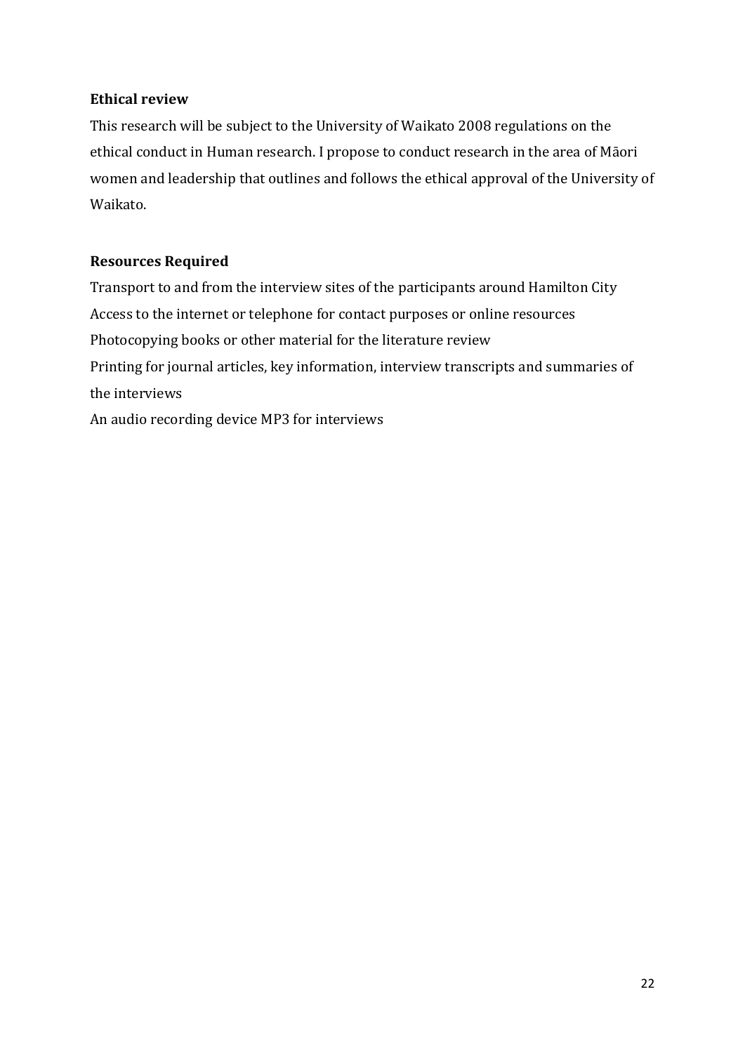### Ethical review

This research will be subject to the University of Waikato 2008 regulations on the ethical conduct in Human research. I propose to conduct research in the area of Māori women and leadership that outlines and follows the ethical approval of the University of Waikato.

### Resources Required

Transport to and from the interview sites of the participants around Hamilton City
Access to the internet or telephone for contact purposes or online resources
Photocopying books or other material for the literature review
Printing for journal articles, key information, interview transcripts and summaries of the interviews
An audio recording device MP3 for interviews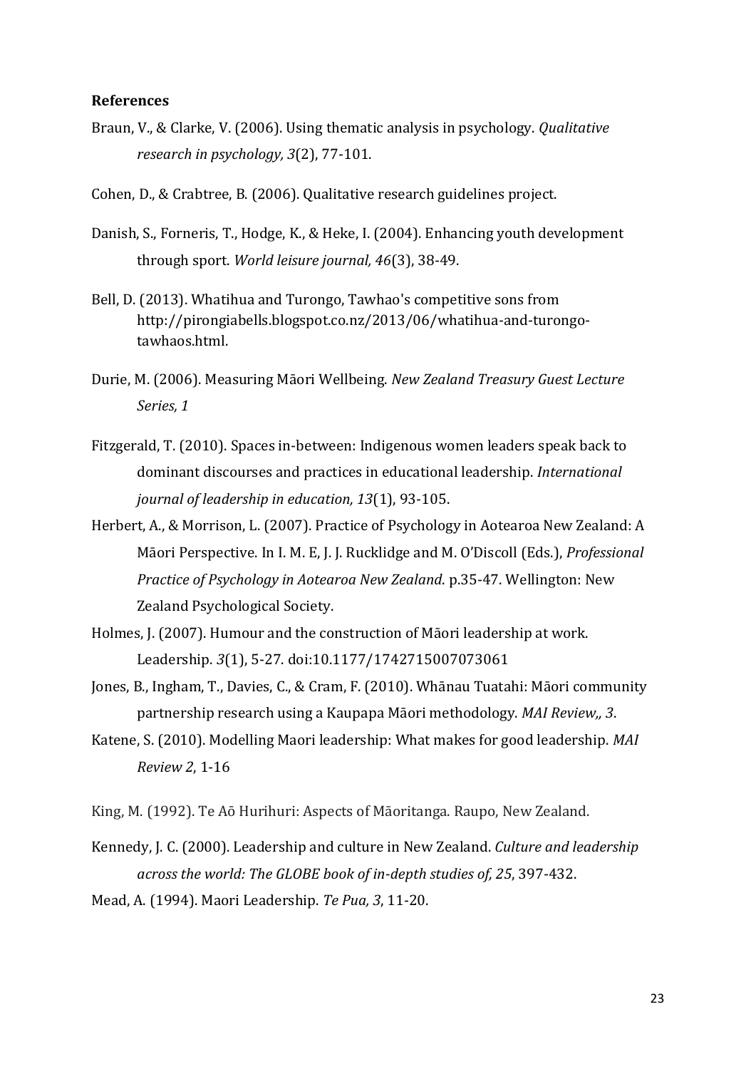**References**

Braun, V., & Clarke, V. (2006). Using thematic analysis in psychology. *Qualitative research in psychology, 3*(2), 77-101.

Cohen, D., & Crabtree, B. (2006). Qualitative research guidelines project.

Danish, S., Forneris, T., Hodge, K., & Heke, I. (2004). Enhancing youth development through sport. *World leisure journal, 46*(3), 38-49.

Bell, D. (2013). Whatihua and Turongo, Tawhao's competitive sons from http://pirongiabells.blogspot.co.nz/2013/06/whatihua-and-turongo-tawhaos.html.

Durie, M. (2006). Measuring Māori Wellbeing. *New Zealand Treasury Guest Lecture Series, 1*

Fitzgerald, T. (2010). Spaces in-between: Indigenous women leaders speak back to dominant discourses and practices in educational leadership. *International journal of leadership in education, 13*(1), 93-105.

Herbert, A., & Morrison, L. (2007). Practice of Psychology in Aotearoa New Zealand: A Māori Perspective. In I. M. E, J. J. Rucklidge and M. O'Discoll (Eds.), *Professional Practice of Psychology in Aotearoa New Zealand*. p.35-47. Wellington: New Zealand Psychological Society.

Holmes, J. (2007). Humour and the construction of Māori leadership at work. Leadership. *3*(1), 5-27. doi:10.1177/1742715007073061

Jones, B., Ingham, T., Davies, C., & Cram, F. (2010). Whānau Tuatahi: Māori community partnership research using a Kaupapa Māori methodology. *MAI Review,, 3*.

Katene, S. (2010). Modelling Maori leadership: What makes for good leadership. *MAI Review 2*, 1-16

King, M. (1992). Te Aō Hurihuri: Aspects of Māoritanga. Raupo, New Zealand.

Kennedy, J. C. (2000). Leadership and culture in New Zealand. *Culture and leadership across the world: The GLOBE book of in-depth studies of, 25*, 397-432.

Mead, A. (1994). Maori Leadership. *Te Pua, 3*, 11-20.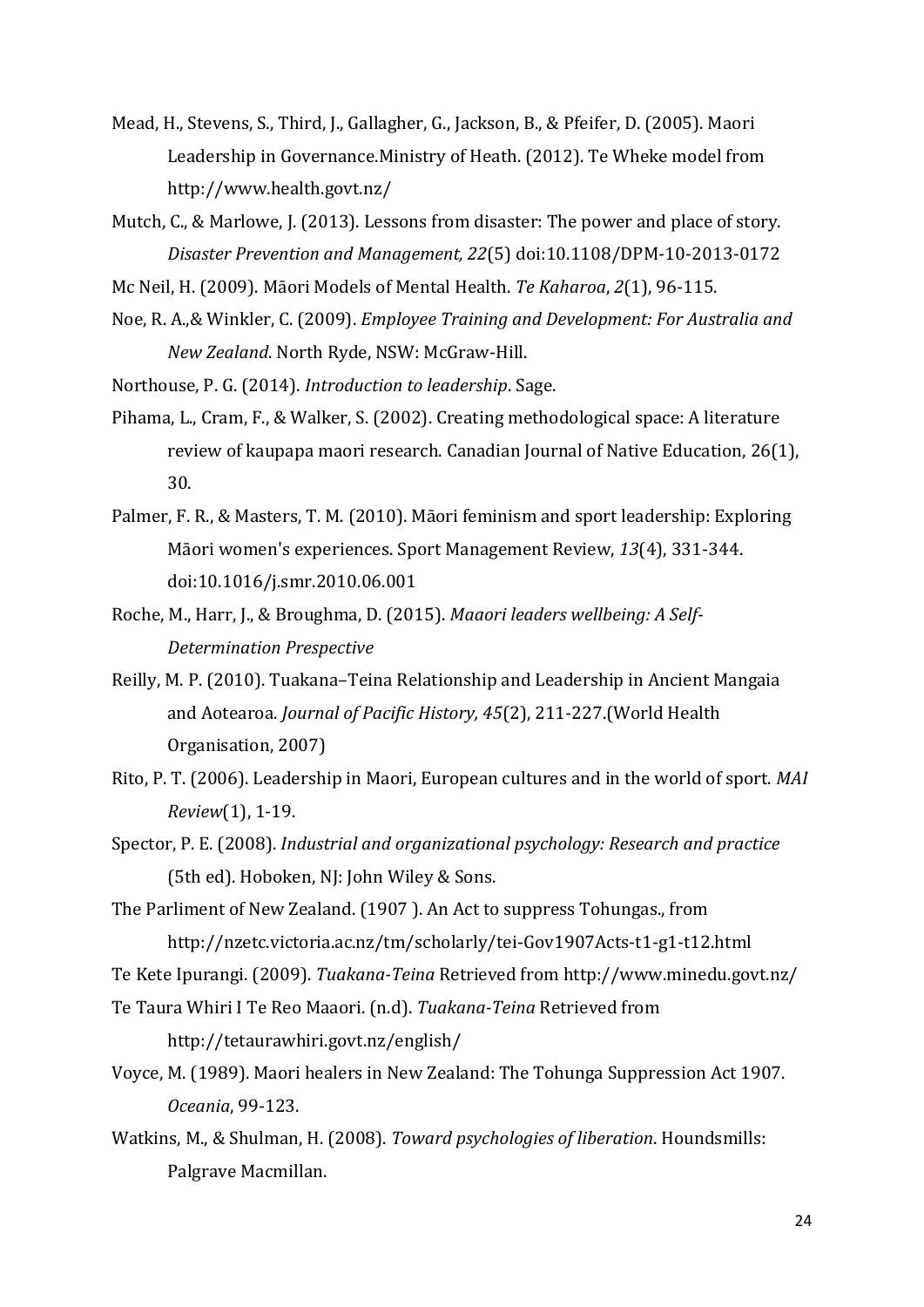Mead, H., Stevens, S., Third, J., Gallagher, G., Jackson, B., & Pfeifer, D. (2005). Maori Leadership in Governance.Ministry of Heath. (2012). Te Wheke model from http://www.health.govt.nz/

Mutch, C., & Marlowe, J. (2013). Lessons from disaster: The power and place of story. *Disaster Prevention and Management, 22*(5) doi:10.1108/DPM-10-2013-0172

Mc Neil, H. (2009). Māori Models of Mental Health. *Te Kaharoa*, *2*(1), 96-115.

Noe, R. A.,& Winkler, C. (2009). *Employee Training and Development: For Australia and New Zealand*. North Ryde, NSW: McGraw-Hill.

Northouse, P. G. (2014). *Introduction to leadership*. Sage.

Pihama, L., Cram, F., & Walker, S. (2002). Creating methodological space: A literature review of kaupapa maori research. Canadian Journal of Native Education, 26(1), 30.

Palmer, F. R., & Masters, T. M. (2010). Māori feminism and sport leadership: Exploring Māori women's experiences. Sport Management Review, *13*(4), 331-344. doi:10.1016/j.smr.2010.06.001

Roche, M., Harr, J., & Broughma, D. (2015). *Maaori leaders wellbeing: A Self-Determination Prespective*

Reilly, M. P. (2010). Tuakana–Teina Relationship and Leadership in Ancient Mangaia and Aotearoa. *Journal of Pacific History, 45*(2), 211-227.(World Health Organisation, 2007)

Rito, P. T. (2006). Leadership in Maori, European cultures and in the world of sport. *MAI Review*(1), 1-19.

Spector, P. E. (2008). *Industrial and organizational psychology: Research and practice* (5th ed). Hoboken, NJ: John Wiley & Sons.

The Parliment of New Zealand. (1907 ). An Act to suppress Tohungas., from http://nzetc.victoria.ac.nz/tm/scholarly/tei-Gov1907Acts-t1-g1-t12.html

Te Kete Ipurangi. (2009). *Tuakana-Teina* Retrieved from http://www.minedu.govt.nz/

Te Taura Whiri I Te Reo Maaori. (n.d). *Tuakana-Teina* Retrieved from http://tetaurawhiri.govt.nz/english/

Voyce, M. (1989). Maori healers in New Zealand: The Tohunga Suppression Act 1907. *Oceania*, 99-123.

Watkins, M., & Shulman, H. (2008). *Toward psychologies of liberation*. Houndsmills: Palgrave Macmillan.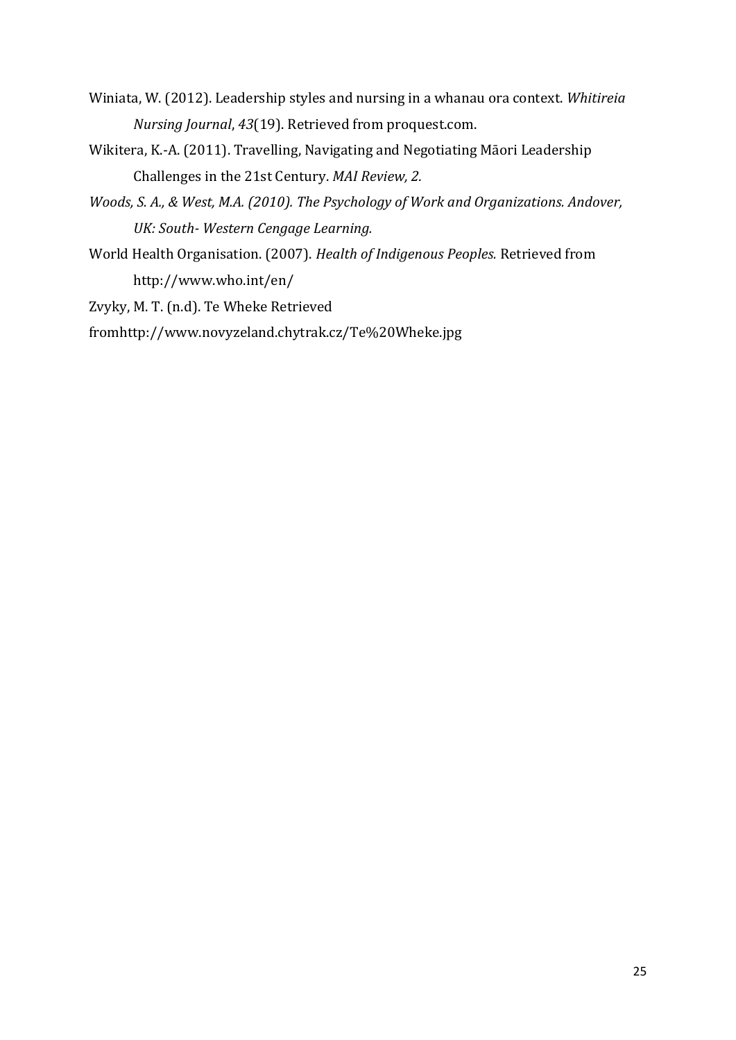Winiata, W. (2012). Leadership styles and nursing in a whanau ora context. *Whitireia Nursing Journal*, *43*(19). Retrieved from proquest.com.

Wikitera, K.-A. (2011). Travelling, Navigating and Negotiating Māori Leadership Challenges in the 21st Century. *MAI Review, 2.*

*Woods, S. A., & West, M.A. (2010). The Psychology of Work and Organizations. Andover, UK: South- Western Cengage Learning.*

World Health Organisation. (2007). *Health of Indigenous Peoples.* Retrieved from http://www.who.int/en/

Zvyky, M. T. (n.d). Te Wheke Retrieved

fromhttp://www.novyzeland.chytrak.cz/Te%20Wheke.jpg